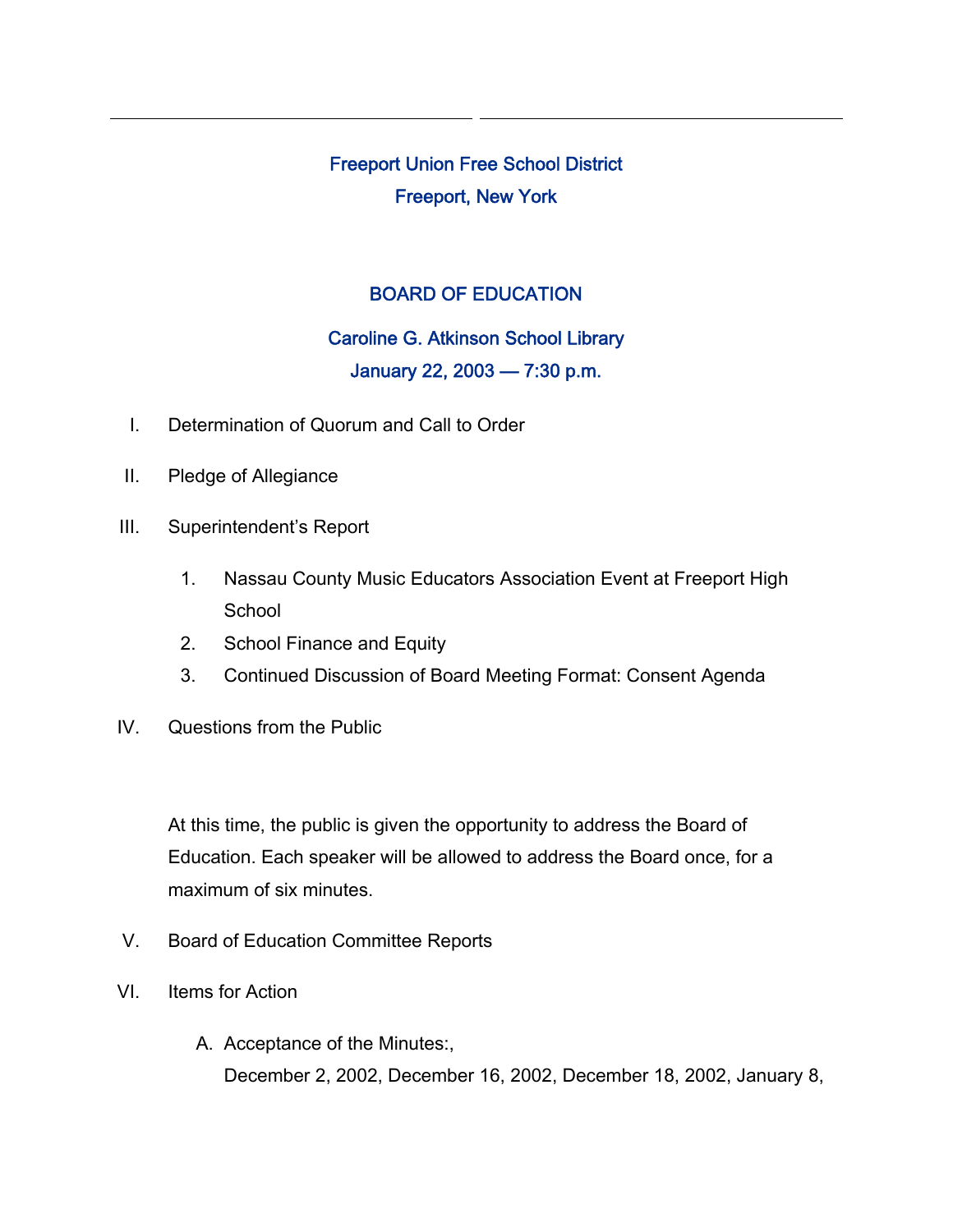# Freeport Union Free School District

## Freeport, New York

## BOARD OF EDUCATION

### Caroline G. Atkinson School Library

### January 22, 2003 — 7:30 p.m.

I. Determination of Quorum and Call to Order

II. Pledge of Allegiance

III. Superintendent's Report

1. Nassau County Music Educators Association Event at Freeport High School
2. School Finance and Equity
3. Continued Discussion of Board Meeting Format: Consent Agenda

IV. Questions from the Public

At this time, the public is given the opportunity to address the Board of Education. Each speaker will be allowed to address the Board once, for a maximum of six minutes.

V. Board of Education Committee Reports

VI. Items for Action

A. Acceptance of the Minutes:,
December 2, 2002, December 16, 2002, December 18, 2002, January 8,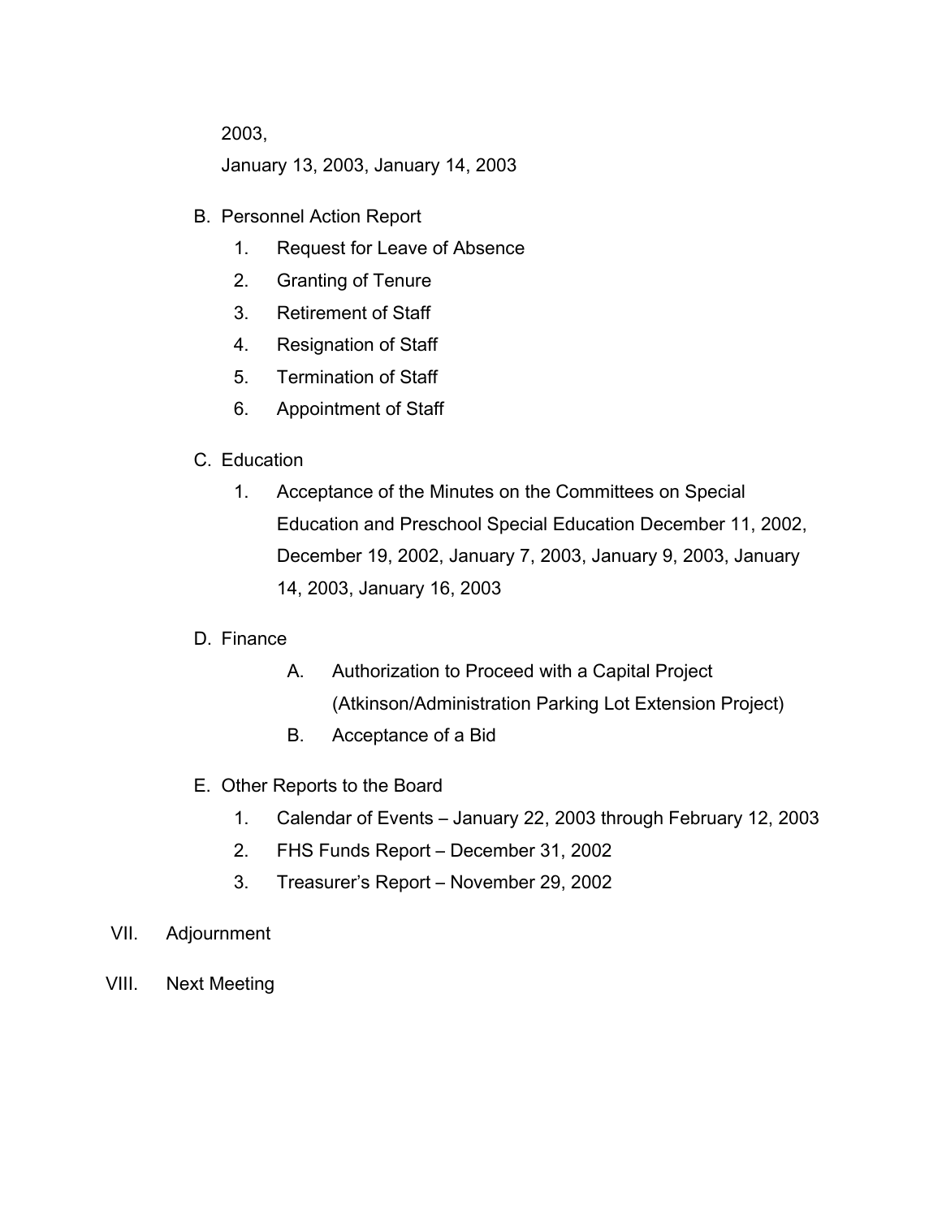2003,

January 13, 2003, January 14, 2003

B. Personnel Action Report
   1. Request for Leave of Absence
   2. Granting of Tenure
   3. Retirement of Staff
   4. Resignation of Staff
   5. Termination of Staff
   6. Appointment of Staff

C. Education
   1. Acceptance of the Minutes on the Committees on Special Education and Preschool Special Education December 11, 2002, December 19, 2002, January 7, 2003, January 9, 2003, January 14, 2003, January 16, 2003

D. Finance
   A. Authorization to Proceed with a Capital Project (Atkinson/Administration Parking Lot Extension Project)
   B. Acceptance of a Bid

E. Other Reports to the Board
   1. Calendar of Events – January 22, 2003 through February 12, 2003
   2. FHS Funds Report – December 31, 2002
   3. Treasurer's Report – November 29, 2002

VII. Adjournment

VIII. Next Meeting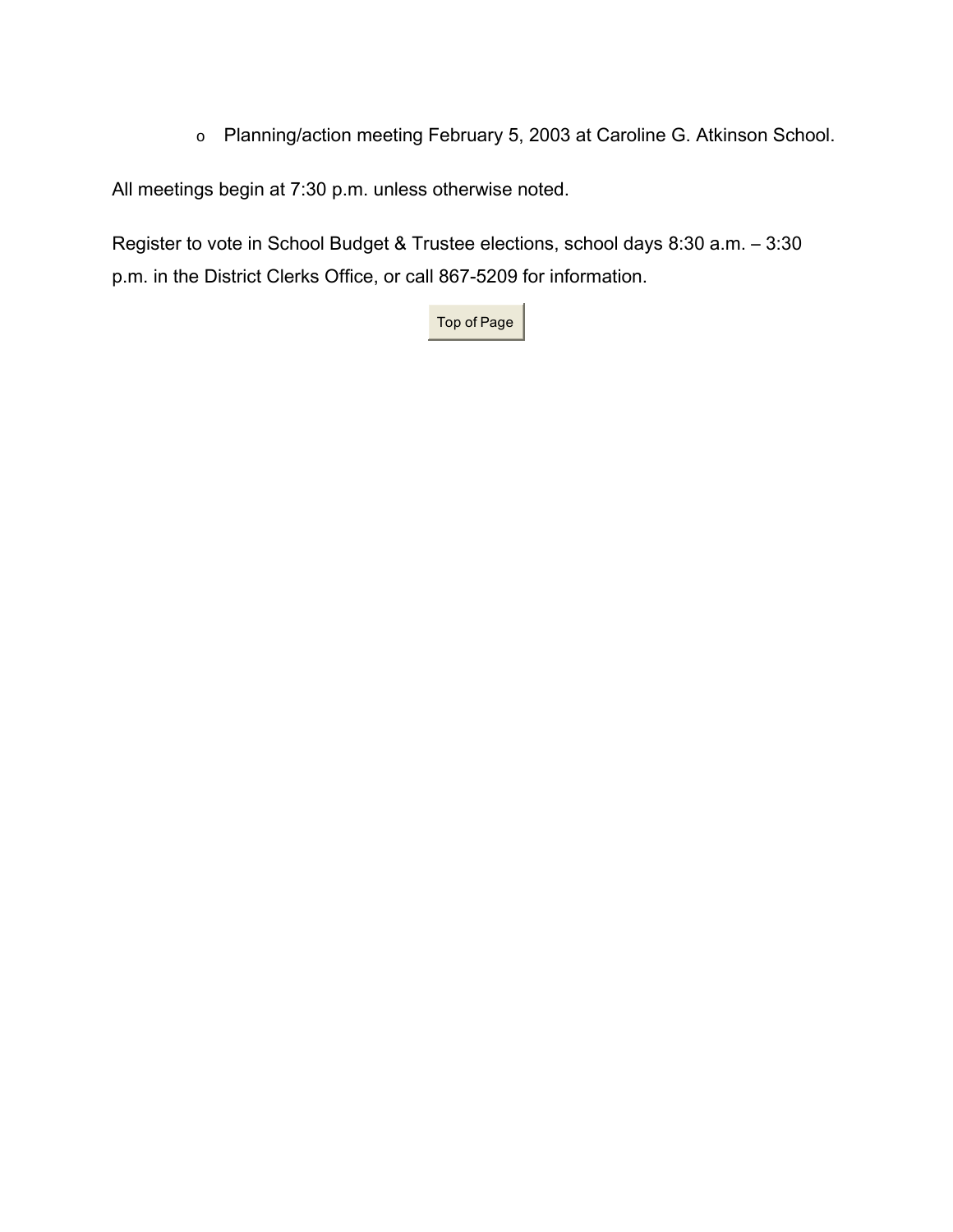- Planning/action meeting February 5, 2003 at Caroline G. Atkinson School.

All meetings begin at 7:30 p.m. unless otherwise noted.

Register to vote in School Budget & Trustee elections, school days 8:30 a.m. – 3:30 p.m. in the District Clerks Office, or call 867-5209 for information.

Top of Page